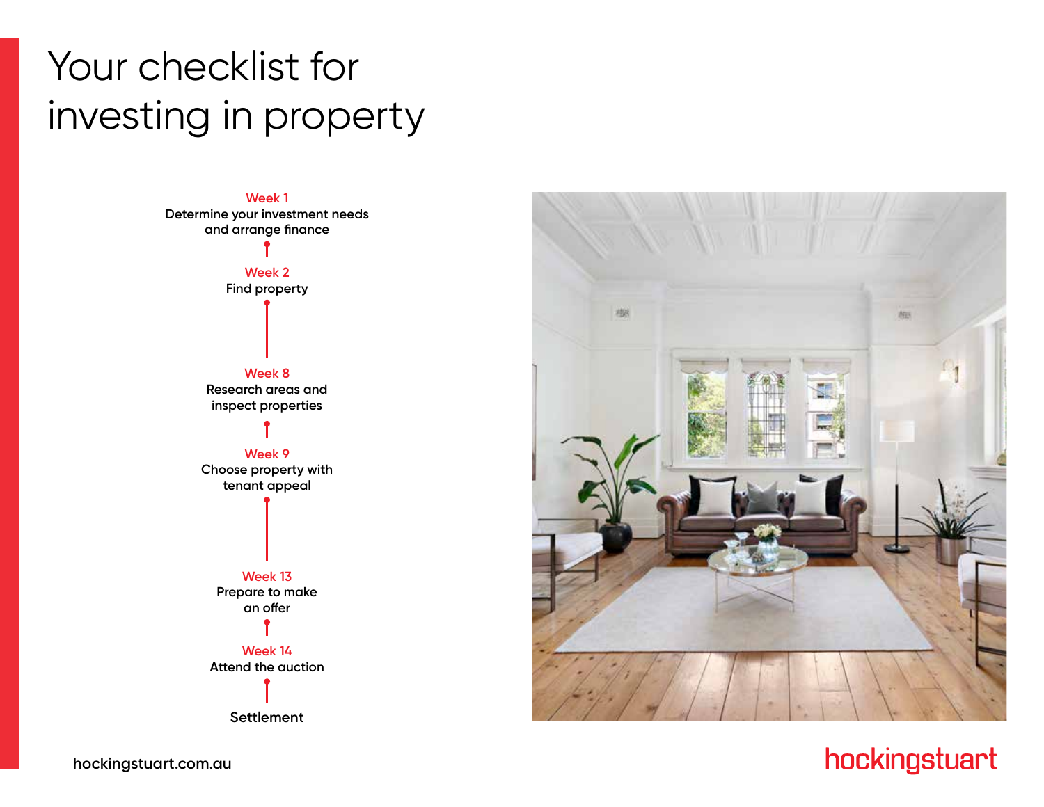# Your checklist for investing in property

**Week 1**
Determine your investment needs and arrange finance

**Week 2**
Find property

**Week 8**
Research areas and inspect properties

**Week 9**
Choose property with tenant appeal

**Week 13**
Prepare to make an offer

**Week 14**
Attend the auction

**Settlement**

hockingstuart.com.au

hockingstuart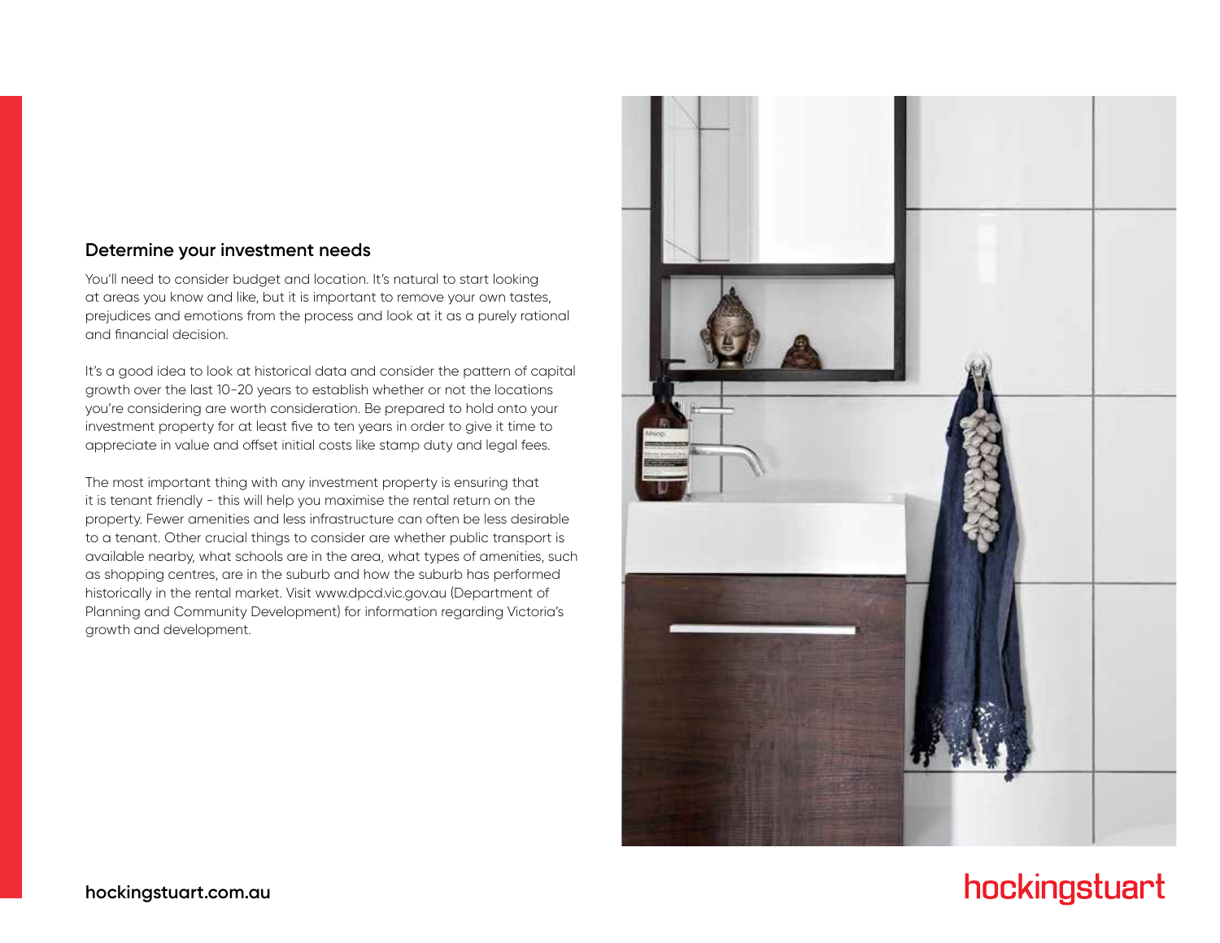## Determine your investment needs

You'll need to consider budget and location. It's natural to start looking at areas you know and like, but it is important to remove your own tastes, prejudices and emotions from the process and look at it as a purely rational and financial decision.

It's a good idea to look at historical data and consider the pattern of capital growth over the last 10-20 years to establish whether or not the locations you're considering are worth consideration. Be prepared to hold onto your investment property for at least five to ten years in order to give it time to appreciate in value and offset initial costs like stamp duty and legal fees.

The most important thing with any investment property is ensuring that it is tenant friendly - this will help you maximise the rental return on the property. Fewer amenities and less infrastructure can often be less desirable to a tenant. Other crucial things to consider are whether public transport is available nearby, what schools are in the area, what types of amenities, such as shopping centres, are in the suburb and how the suburb has performed historically in the rental market. Visit www.dpcd.vic.gov.au (Department of Planning and Community Development) for information regarding Victoria's growth and development.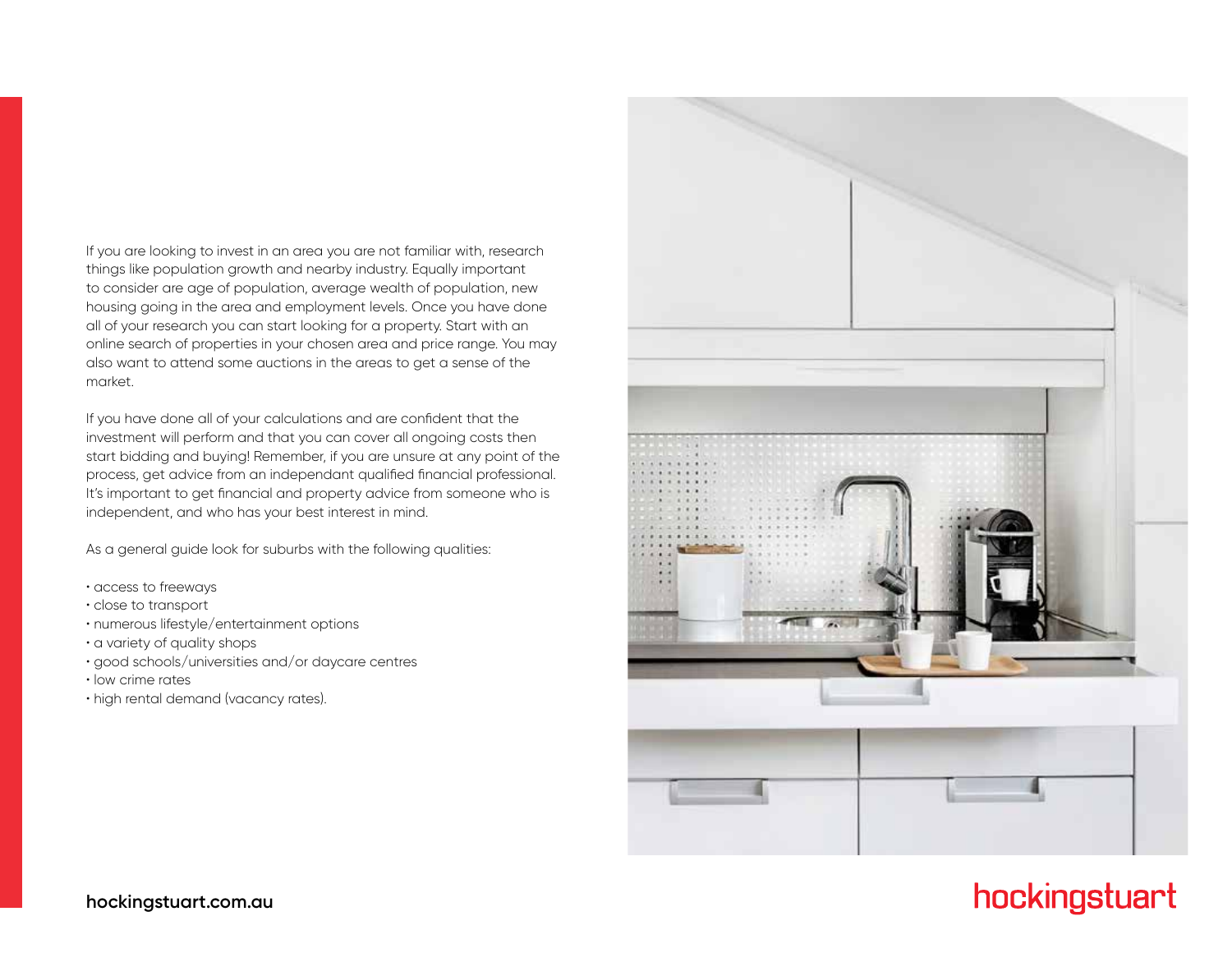If you are looking to invest in an area you are not familiar with, research things like population growth and nearby industry. Equally important to consider are age of population, average wealth of population, new housing going in the area and employment levels. Once you have done all of your research you can start looking for a property. Start with an online search of properties in your chosen area and price range. You may also want to attend some auctions in the areas to get a sense of the market.

If you have done all of your calculations and are confident that the investment will perform and that you can cover all ongoing costs then start bidding and buying! Remember, if you are unsure at any point of the process, get advice from an independant qualified financial professional. It's important to get financial and property advice from someone who is independent, and who has your best interest in mind.

As a general guide look for suburbs with the following qualities:

- access to freeways
- close to transport
- numerous lifestyle/entertainment options
- a variety of quality shops
- good schools/universities and/or daycare centres
- low crime rates
- high rental demand (vacancy rates).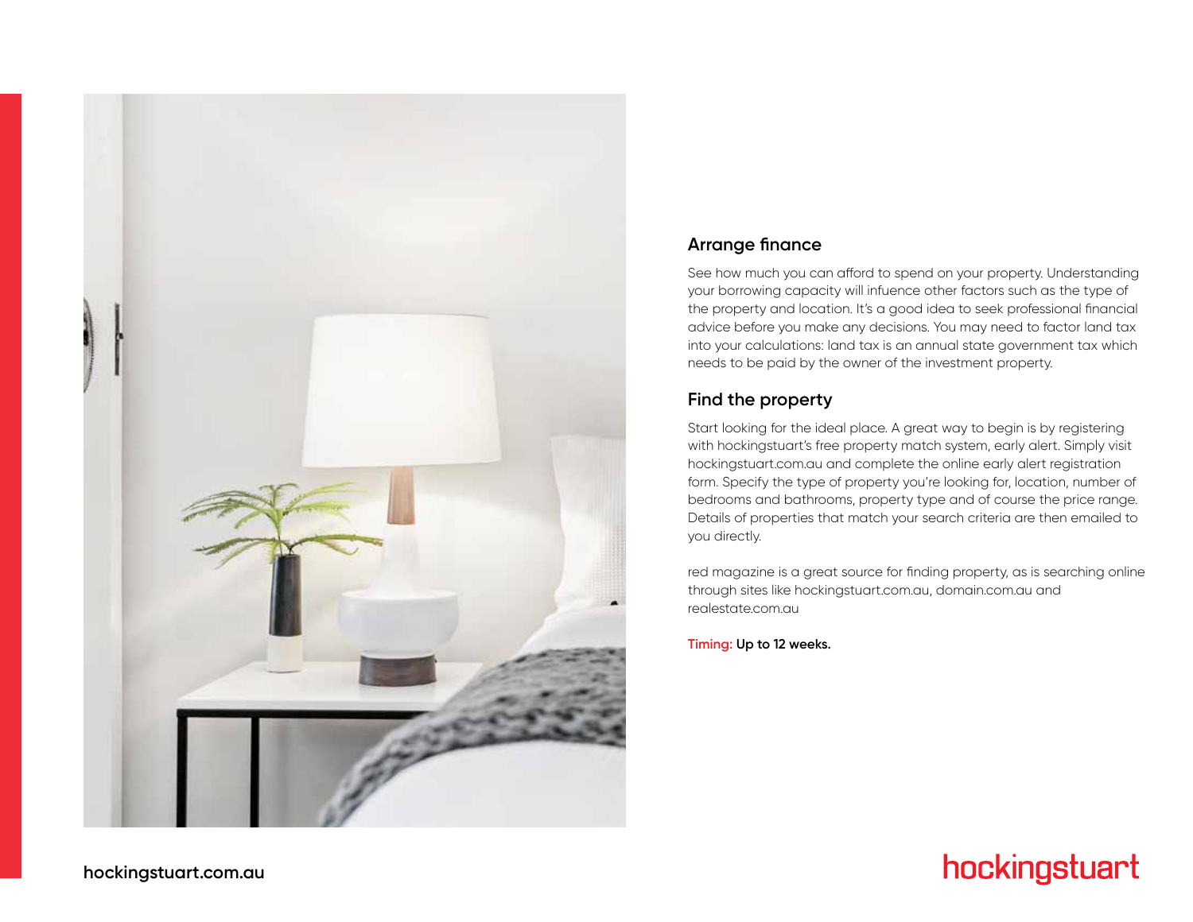## Arrange finance

See how much you can afford to spend on your property. Understanding your borrowing capacity will infuence other factors such as the type of the property and location. It's a good idea to seek professional financial advice before you make any decisions. You may need to factor land tax into your calculations: land tax is an annual state government tax which needs to be paid by the owner of the investment property.

## Find the property

Start looking for the ideal place. A great way to begin is by registering with hockingstuart's free property match system, early alert. Simply visit hockingstuart.com.au and complete the online early alert registration form. Specify the type of property you're looking for, location, number of bedrooms and bathrooms, property type and of course the price range. Details of properties that match your search criteria are then emailed to you directly.

red magazine is a great source for finding property, as is searching online through sites like hockingstuart.com.au, domain.com.au and realestate.com.au

**Timing: Up to 12 weeks.**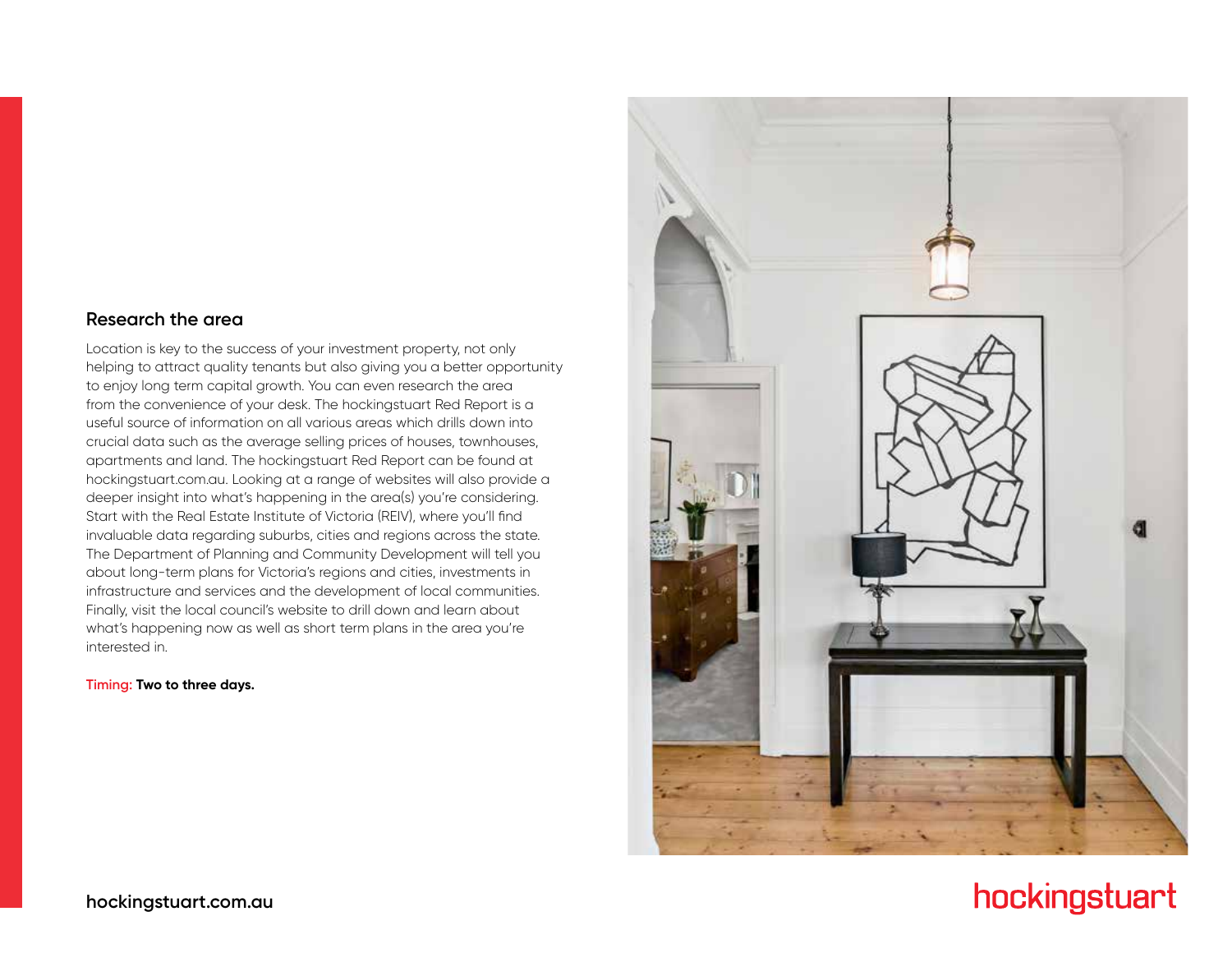## Research the area

Location is key to the success of your investment property, not only helping to attract quality tenants but also giving you a better opportunity to enjoy long term capital growth. You can even research the area from the convenience of your desk. The hockingstuart Red Report is a useful source of information on all various areas which drills down into crucial data such as the average selling prices of houses, townhouses, apartments and land. The hockingstuart Red Report can be found at hockingstuart.com.au. Looking at a range of websites will also provide a deeper insight into what's happening in the area(s) you're considering. Start with the Real Estate Institute of Victoria (REIV), where you'll find invaluable data regarding suburbs, cities and regions across the state. The Department of Planning and Community Development will tell you about long-term plans for Victoria's regions and cities, investments in infrastructure and services and the development of local communities. Finally, visit the local council's website to drill down and learn about what's happening now as well as short term plans in the area you're interested in.

Timing: **Two to three days.**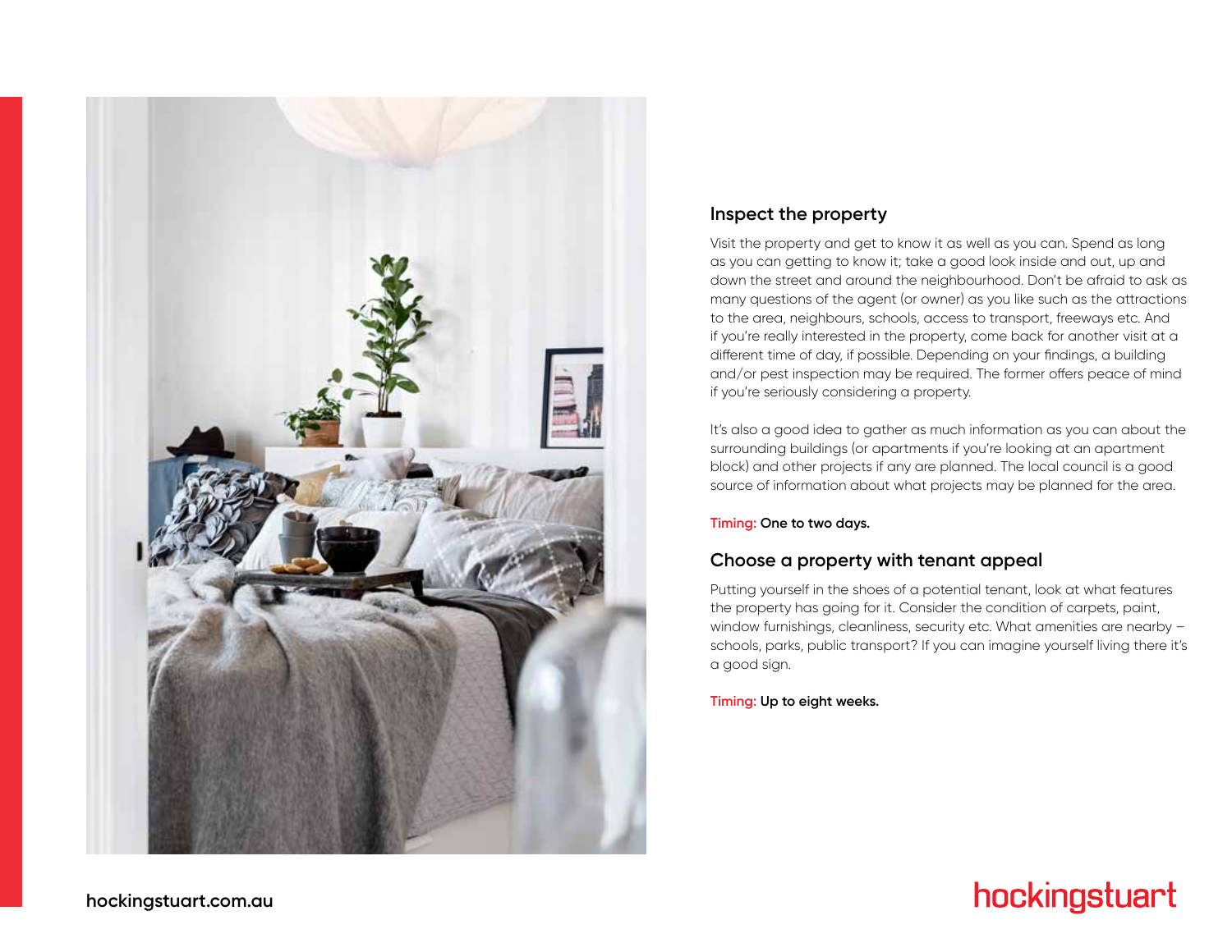## Inspect the property

Visit the property and get to know it as well as you can. Spend as long as you can getting to know it; take a good look inside and out, up and down the street and around the neighbourhood. Don't be afraid to ask as many questions of the agent (or owner) as you like such as the attractions to the area, neighbours, schools, access to transport, freeways etc. And if you're really interested in the property, come back for another visit at a different time of day, if possible. Depending on your findings, a building and/or pest inspection may be required. The former offers peace of mind if you're seriously considering a property.

It's also a good idea to gather as much information as you can about the surrounding buildings (or apartments if you're looking at an apartment block) and other projects if any are planned. The local council is a good source of information about what projects may be planned for the area.

Timing: **One to two days.**

## Choose a property with tenant appeal

Putting yourself in the shoes of a potential tenant, look at what features the property has going for it. Consider the condition of carpets, paint, window furnishings, cleanliness, security etc. What amenities are nearby – schools, parks, public transport? If you can imagine yourself living there it's a good sign.

Timing: **Up to eight weeks.**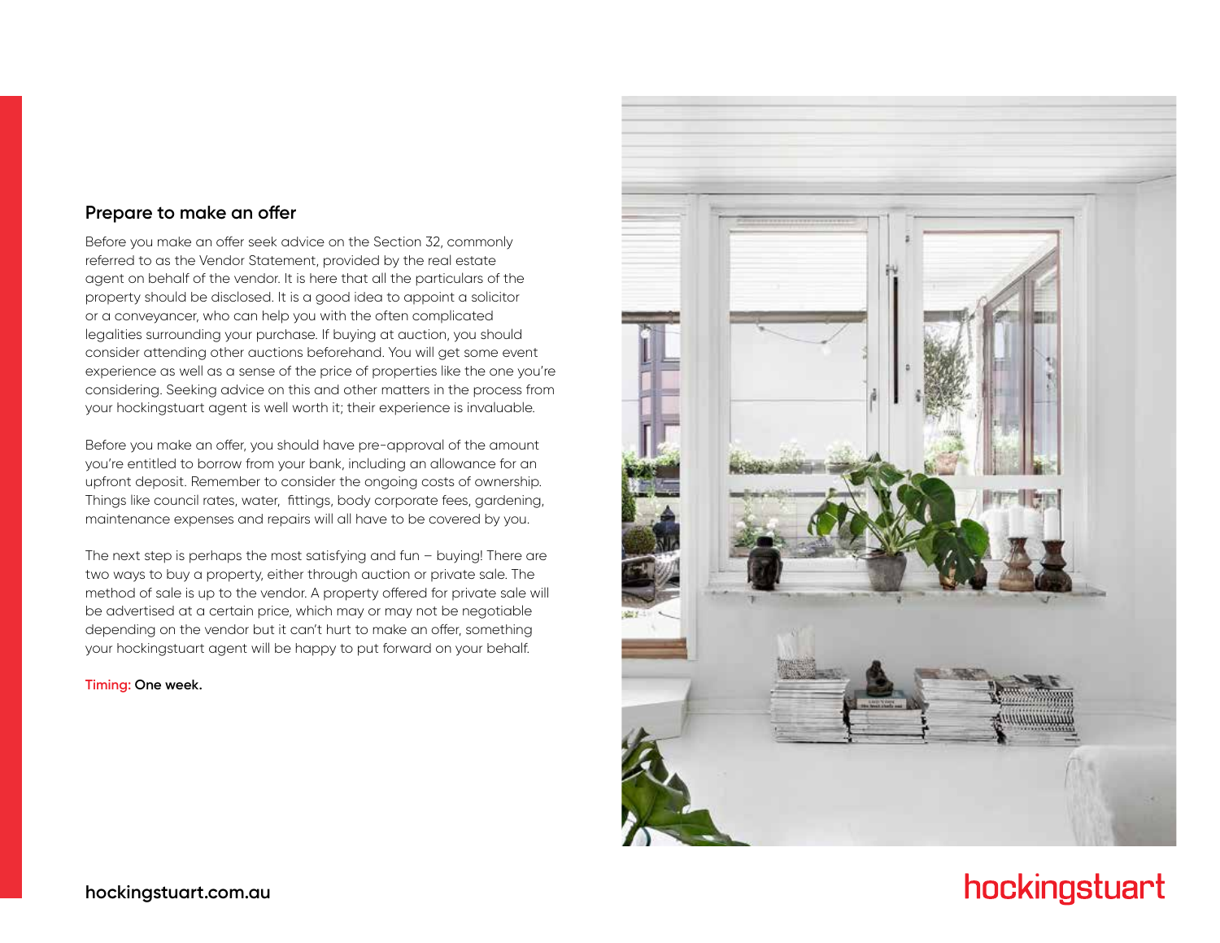## Prepare to make an offer

Before you make an offer seek advice on the Section 32, commonly referred to as the Vendor Statement, provided by the real estate agent on behalf of the vendor. It is here that all the particulars of the property should be disclosed. It is a good idea to appoint a solicitor or a conveyancer, who can help you with the often complicated legalities surrounding your purchase. If buying at auction, you should consider attending other auctions beforehand. You will get some event experience as well as a sense of the price of properties like the one you're considering. Seeking advice on this and other matters in the process from your hockingstuart agent is well worth it; their experience is invaluable.

Before you make an offer, you should have pre-approval of the amount you're entitled to borrow from your bank, including an allowance for an upfront deposit. Remember to consider the ongoing costs of ownership. Things like council rates, water, fittings, body corporate fees, gardening, maintenance expenses and repairs will all have to be covered by you.

The next step is perhaps the most satisfying and fun – buying! There are two ways to buy a property, either through auction or private sale. The method of sale is up to the vendor. A property offered for private sale will be advertised at a certain price, which may or may not be negotiable depending on the vendor but it can't hurt to make an offer, something your hockingstuart agent will be happy to put forward on your behalf.

Timing: **One week.**

hockingstuart.com.au

hockingstuart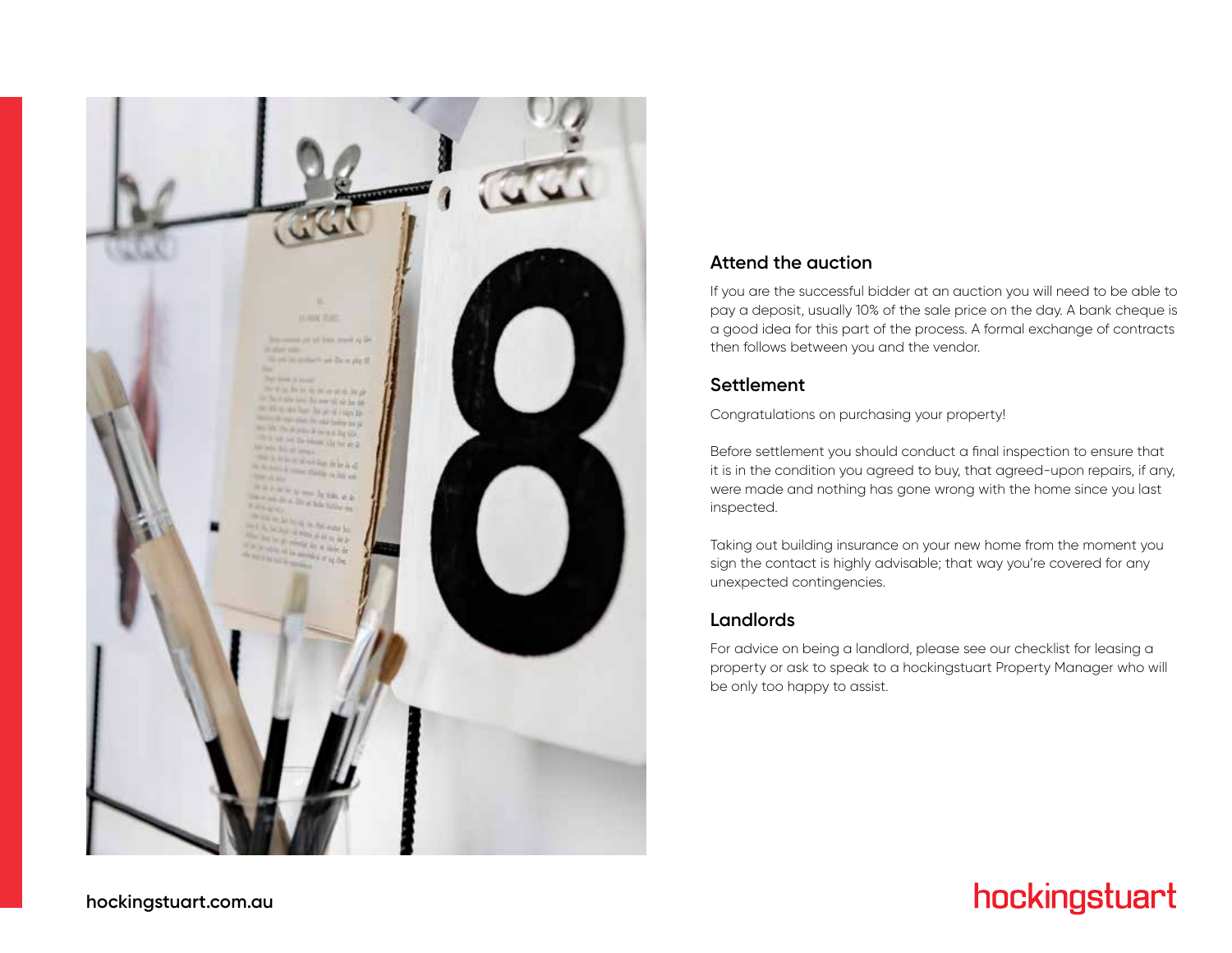## Attend the auction

If you are the successful bidder at an auction you will need to be able to pay a deposit, usually 10% of the sale price on the day. A bank cheque is a good idea for this part of the process. A formal exchange of contracts then follows between you and the vendor.

## Settlement

Congratulations on purchasing your property!

Before settlement you should conduct a final inspection to ensure that it is in the condition you agreed to buy, that agreed-upon repairs, if any, were made and nothing has gone wrong with the home since you last inspected.

Taking out building insurance on your new home from the moment you sign the contact is highly advisable; that way you're covered for any unexpected contingencies.

## Landlords

For advice on being a landlord, please see our checklist for leasing a property or ask to speak to a hockingstuart Property Manager who will be only too happy to assist.

hockingstuart.com.au

hockingstuart